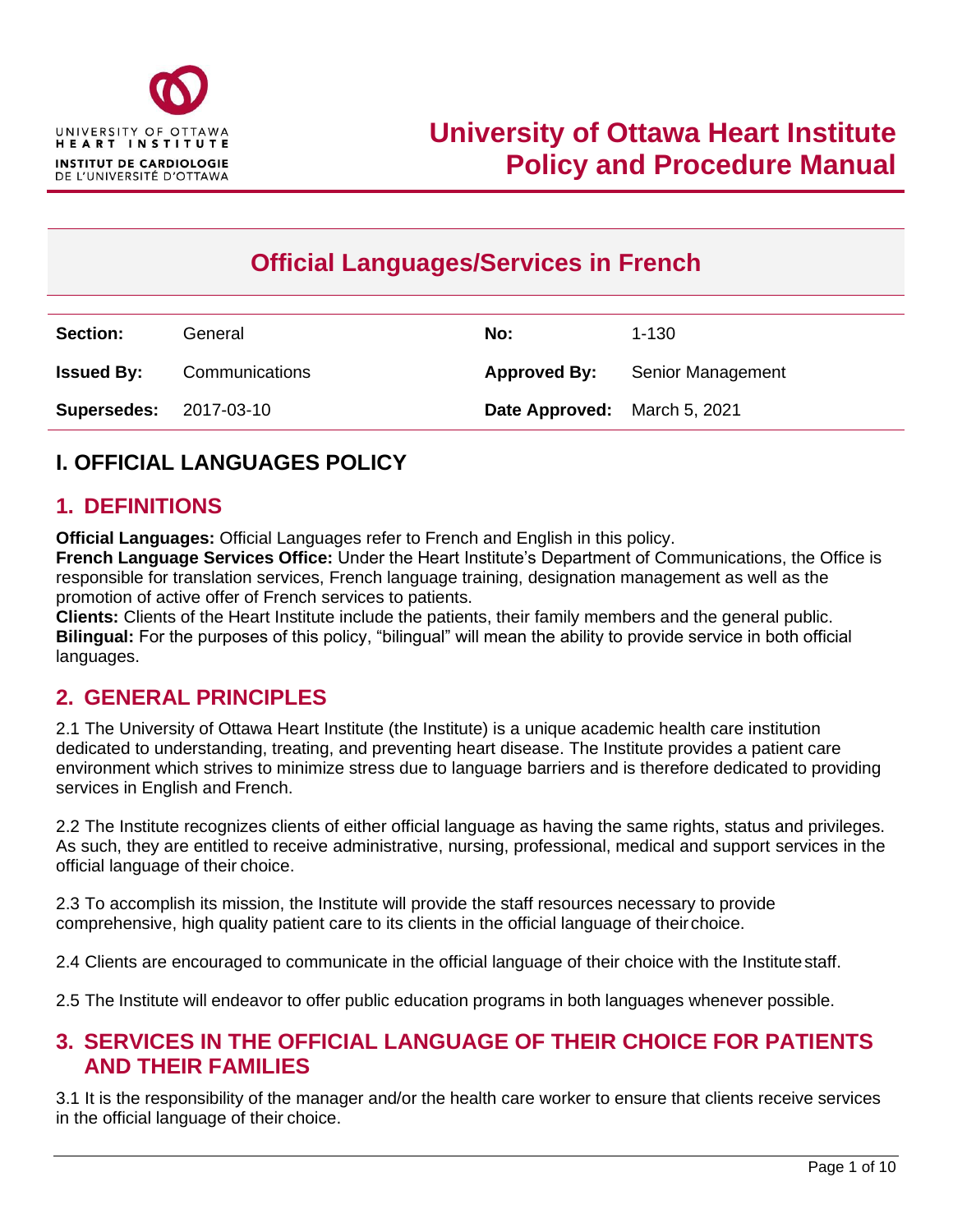UNIVERSITY OF OTTAWA HEART INSTITUTE
INSTITUT DE CARDIOLOGIE DE L'UNIVERSITÉ D'OTTAWA

# University of Ottawa Heart Institute Policy and Procedure Manual

# Official Languages/Services in French

| **Section:** | General | **No:** | 1-130 |
|---|---|---|---|
| **Issued By:** | Communications | **Approved By:** | Senior Management |
| **Supersedes:** | 2017-03-10 | **Date Approved:** | March 5, 2021 |

## I. OFFICIAL LANGUAGES POLICY

### 1. DEFINITIONS

**Official Languages:** Official Languages refer to French and English in this policy.
**French Language Services Office:** Under the Heart Institute's Department of Communications, the Office is responsible for translation services, French language training, designation management as well as the promotion of active offer of French services to patients.
**Clients:** Clients of the Heart Institute include the patients, their family members and the general public.
**Bilingual:** For the purposes of this policy, "bilingual" will mean the ability to provide service in both official languages.

### 2. GENERAL PRINCIPLES

2.1 The University of Ottawa Heart Institute (the Institute) is a unique academic health care institution dedicated to understanding, treating, and preventing heart disease. The Institute provides a patient care environment which strives to minimize stress due to language barriers and is therefore dedicated to providing services in English and French.

2.2 The Institute recognizes clients of either official language as having the same rights, status and privileges. As such, they are entitled to receive administrative, nursing, professional, medical and support services in the official language of their choice.

2.3 To accomplish its mission, the Institute will provide the staff resources necessary to provide comprehensive, high quality patient care to its clients in the official language of their choice.

2.4 Clients are encouraged to communicate in the official language of their choice with the Institute staff.

2.5 The Institute will endeavor to offer public education programs in both languages whenever possible.

### 3. SERVICES IN THE OFFICIAL LANGUAGE OF THEIR CHOICE FOR PATIENTS AND THEIR FAMILIES

3.1 It is the responsibility of the manager and/or the health care worker to ensure that clients receive services in the official language of their choice.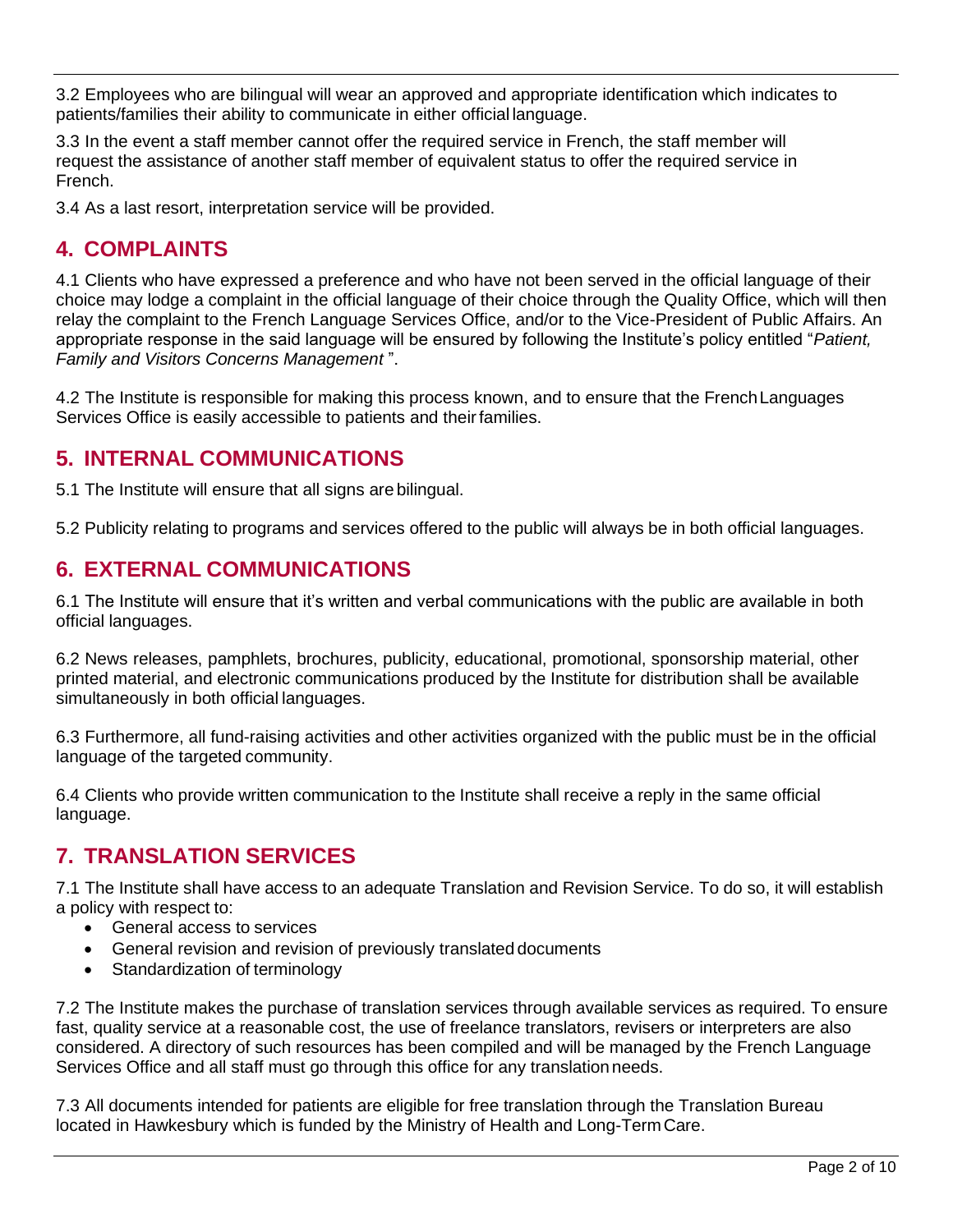3.2 Employees who are bilingual will wear an approved and appropriate identification which indicates to patients/families their ability to communicate in either official language.

3.3 In the event a staff member cannot offer the required service in French, the staff member will request the assistance of another staff member of equivalent status to offer the required service in French.

3.4 As a last resort, interpretation service will be provided.

## 4. COMPLAINTS

4.1 Clients who have expressed a preference and who have not been served in the official language of their choice may lodge a complaint in the official language of their choice through the Quality Office, which will then relay the complaint to the French Language Services Office, and/or to the Vice-President of Public Affairs. An appropriate response in the said language will be ensured by following the Institute's policy entitled "*Patient, Family and Visitors Concerns Management* ".

4.2 The Institute is responsible for making this process known, and to ensure that the French Languages Services Office is easily accessible to patients and their families.

## 5. INTERNAL COMMUNICATIONS

5.1 The Institute will ensure that all signs are bilingual.

5.2 Publicity relating to programs and services offered to the public will always be in both official languages.

## 6. EXTERNAL COMMUNICATIONS

6.1 The Institute will ensure that it's written and verbal communications with the public are available in both official languages.

6.2 News releases, pamphlets, brochures, publicity, educational, promotional, sponsorship material, other printed material, and electronic communications produced by the Institute for distribution shall be available simultaneously in both official languages.

6.3 Furthermore, all fund-raising activities and other activities organized with the public must be in the official language of the targeted community.

6.4 Clients who provide written communication to the Institute shall receive a reply in the same official language.

## 7. TRANSLATION SERVICES

7.1 The Institute shall have access to an adequate Translation and Revision Service. To do so, it will establish a policy with respect to:

- General access to services
- General revision and revision of previously translated documents
- Standardization of terminology

7.2 The Institute makes the purchase of translation services through available services as required. To ensure fast, quality service at a reasonable cost, the use of freelance translators, revisers or interpreters are also considered. A directory of such resources has been compiled and will be managed by the French Language Services Office and all staff must go through this office for any translation needs.

7.3 All documents intended for patients are eligible for free translation through the Translation Bureau located in Hawkesbury which is funded by the Ministry of Health and Long-Term Care.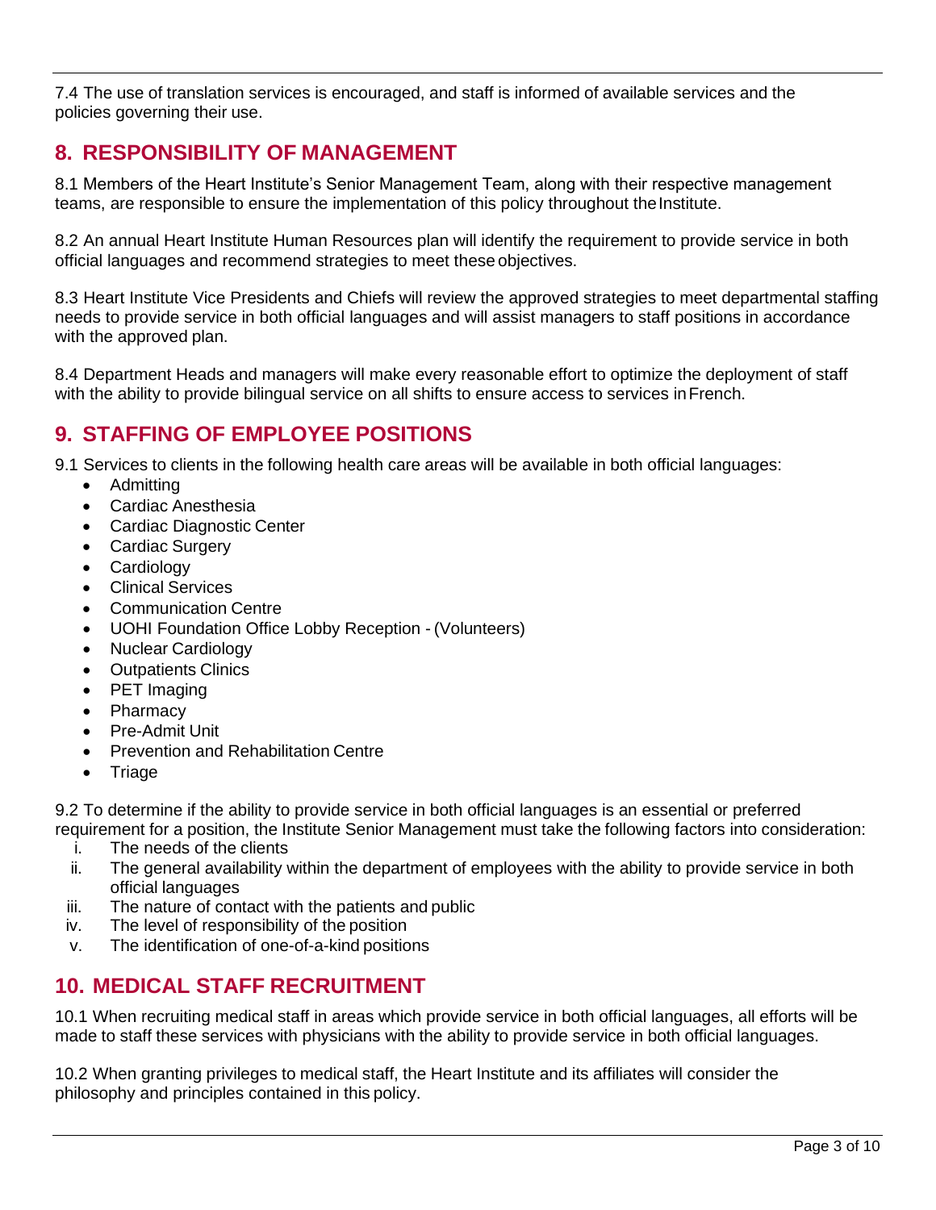7.4 The use of translation services is encouraged, and staff is informed of available services and the policies governing their use.

## 8. RESPONSIBILITY OF MANAGEMENT

8.1 Members of the Heart Institute's Senior Management Team, along with their respective management teams, are responsible to ensure the implementation of this policy throughout the Institute.

8.2 An annual Heart Institute Human Resources plan will identify the requirement to provide service in both official languages and recommend strategies to meet these objectives.

8.3 Heart Institute Vice Presidents and Chiefs will review the approved strategies to meet departmental staffing needs to provide service in both official languages and will assist managers to staff positions in accordance with the approved plan.

8.4 Department Heads and managers will make every reasonable effort to optimize the deployment of staff with the ability to provide bilingual service on all shifts to ensure access to services in French.

## 9. STAFFING OF EMPLOYEE POSITIONS

9.1 Services to clients in the following health care areas will be available in both official languages:

- Admitting
- Cardiac Anesthesia
- Cardiac Diagnostic Center
- Cardiac Surgery
- Cardiology
- Clinical Services
- Communication Centre
- UOHI Foundation Office Lobby Reception - (Volunteers)
- Nuclear Cardiology
- Outpatients Clinics
- PET Imaging
- Pharmacy
- Pre-Admit Unit
- Prevention and Rehabilitation Centre
- Triage

9.2 To determine if the ability to provide service in both official languages is an essential or preferred requirement for a position, the Institute Senior Management must take the following factors into consideration:

i. The needs of the clients
ii. The general availability within the department of employees with the ability to provide service in both official languages
iii. The nature of contact with the patients and public
iv. The level of responsibility of the position
v. The identification of one-of-a-kind positions

## 10. MEDICAL STAFF RECRUITMENT

10.1 When recruiting medical staff in areas which provide service in both official languages, all efforts will be made to staff these services with physicians with the ability to provide service in both official languages.

10.2 When granting privileges to medical staff, the Heart Institute and its affiliates will consider the philosophy and principles contained in this policy.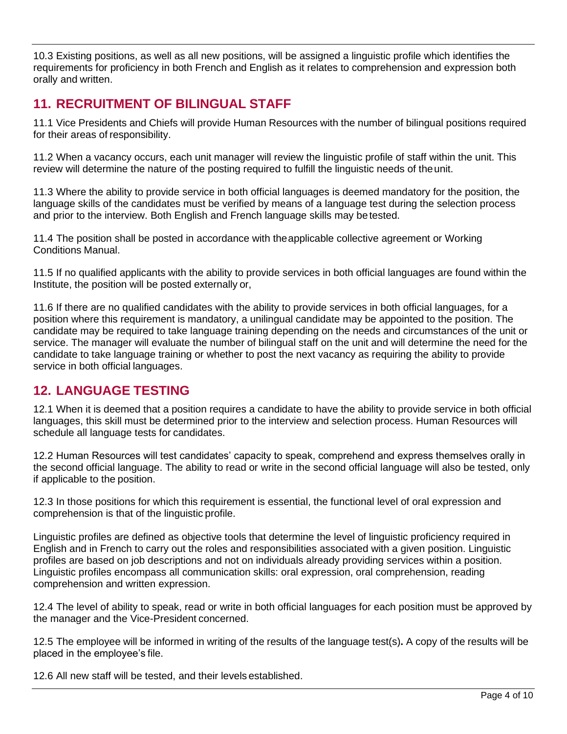10.3 Existing positions, as well as all new positions, will be assigned a linguistic profile which identifies the requirements for proficiency in both French and English as it relates to comprehension and expression both orally and written.

## 11. RECRUITMENT OF BILINGUAL STAFF

11.1 Vice Presidents and Chiefs will provide Human Resources with the number of bilingual positions required for their areas of responsibility.

11.2 When a vacancy occurs, each unit manager will review the linguistic profile of staff within the unit. This review will determine the nature of the posting required to fulfill the linguistic needs of the unit.

11.3 Where the ability to provide service in both official languages is deemed mandatory for the position, the language skills of the candidates must be verified by means of a language test during the selection process and prior to the interview. Both English and French language skills may be tested.

11.4 The position shall be posted in accordance with the applicable collective agreement or Working Conditions Manual.

11.5 If no qualified applicants with the ability to provide services in both official languages are found within the Institute, the position will be posted externally or,

11.6 If there are no qualified candidates with the ability to provide services in both official languages, for a position where this requirement is mandatory, a unilingual candidate may be appointed to the position. The candidate may be required to take language training depending on the needs and circumstances of the unit or service. The manager will evaluate the number of bilingual staff on the unit and will determine the need for the candidate to take language training or whether to post the next vacancy as requiring the ability to provide service in both official languages.

## 12. LANGUAGE TESTING

12.1 When it is deemed that a position requires a candidate to have the ability to provide service in both official languages, this skill must be determined prior to the interview and selection process. Human Resources will schedule all language tests for candidates.

12.2 Human Resources will test candidates' capacity to speak, comprehend and express themselves orally in the second official language. The ability to read or write in the second official language will also be tested, only if applicable to the position.

12.3 In those positions for which this requirement is essential, the functional level of oral expression and comprehension is that of the linguistic profile.

Linguistic profiles are defined as objective tools that determine the level of linguistic proficiency required in English and in French to carry out the roles and responsibilities associated with a given position. Linguistic profiles are based on job descriptions and not on individuals already providing services within a position. Linguistic profiles encompass all communication skills: oral expression, oral comprehension, reading comprehension and written expression.

12.4 The level of ability to speak, read or write in both official languages for each position must be approved by the manager and the Vice-President concerned.

12.5 The employee will be informed in writing of the results of the language test(s)**.** A copy of the results will be placed in the employee's file.

12.6 All new staff will be tested, and their levels established.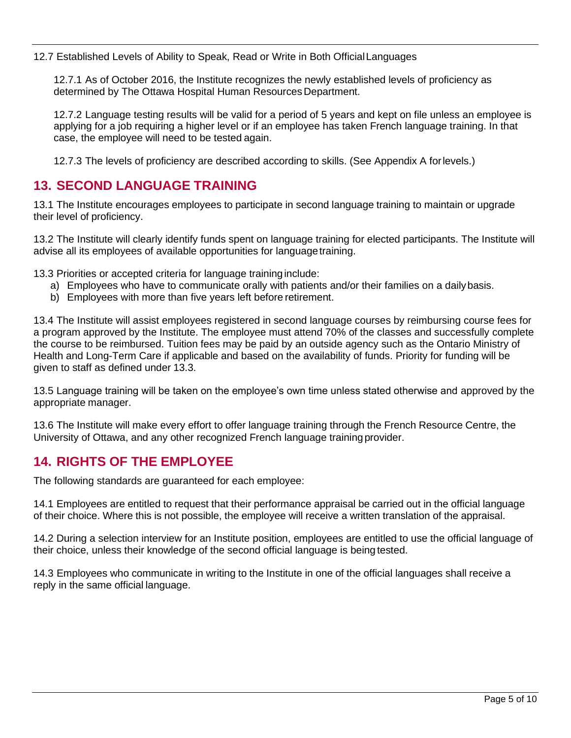12.7 Established Levels of Ability to Speak, Read or Write in Both Official Languages

12.7.1 As of October 2016, the Institute recognizes the newly established levels of proficiency as determined by The Ottawa Hospital Human Resources Department.

12.7.2 Language testing results will be valid for a period of 5 years and kept on file unless an employee is applying for a job requiring a higher level or if an employee has taken French language training. In that case, the employee will need to be tested again.

12.7.3 The levels of proficiency are described according to skills. (See Appendix A for levels.)

## 13. SECOND LANGUAGE TRAINING

13.1 The Institute encourages employees to participate in second language training to maintain or upgrade their level of proficiency.

13.2 The Institute will clearly identify funds spent on language training for elected participants. The Institute will advise all its employees of available opportunities for language training.

13.3 Priorities or accepted criteria for language training include:

a) Employees who have to communicate orally with patients and/or their families on a daily basis.
b) Employees with more than five years left before retirement.

13.4 The Institute will assist employees registered in second language courses by reimbursing course fees for a program approved by the Institute. The employee must attend 70% of the classes and successfully complete the course to be reimbursed. Tuition fees may be paid by an outside agency such as the Ontario Ministry of Health and Long-Term Care if applicable and based on the availability of funds. Priority for funding will be given to staff as defined under 13.3.

13.5 Language training will be taken on the employee's own time unless stated otherwise and approved by the appropriate manager.

13.6 The Institute will make every effort to offer language training through the French Resource Centre, the University of Ottawa, and any other recognized French language training provider.

## 14. RIGHTS OF THE EMPLOYEE

The following standards are guaranteed for each employee:

14.1 Employees are entitled to request that their performance appraisal be carried out in the official language of their choice. Where this is not possible, the employee will receive a written translation of the appraisal.

14.2 During a selection interview for an Institute position, employees are entitled to use the official language of their choice, unless their knowledge of the second official language is being tested.

14.3 Employees who communicate in writing to the Institute in one of the official languages shall receive a reply in the same official language.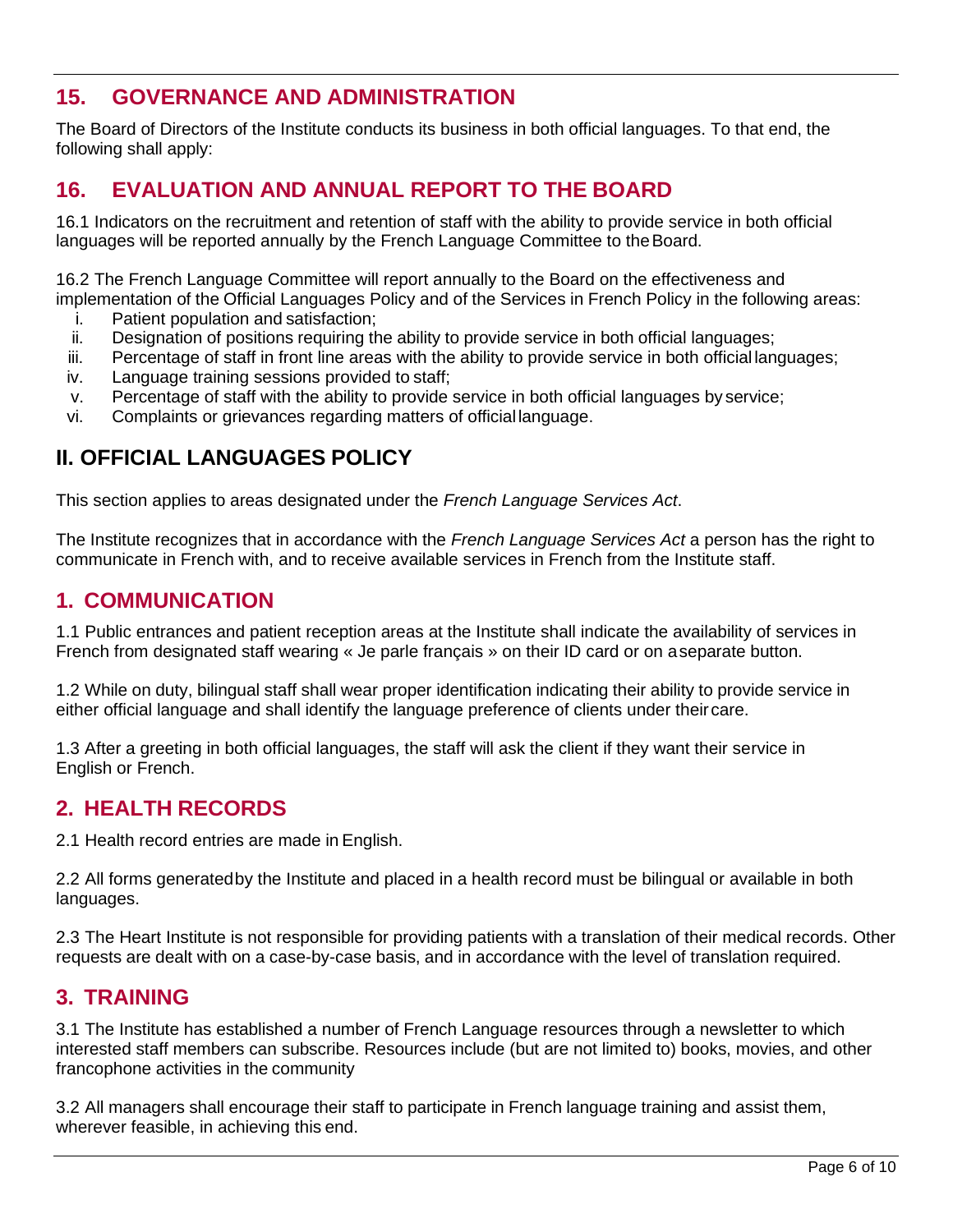## 15. GOVERNANCE AND ADMINISTRATION

The Board of Directors of the Institute conducts its business in both official languages. To that end, the following shall apply:

## 16. EVALUATION AND ANNUAL REPORT TO THE BOARD

16.1 Indicators on the recruitment and retention of staff with the ability to provide service in both official languages will be reported annually by the French Language Committee to the Board.

16.2 The French Language Committee will report annually to the Board on the effectiveness and implementation of the Official Languages Policy and of the Services in French Policy in the following areas:

- i. Patient population and satisfaction;
- ii. Designation of positions requiring the ability to provide service in both official languages;
- iii. Percentage of staff in front line areas with the ability to provide service in both official languages;
- iv. Language training sessions provided to staff;
- v. Percentage of staff with the ability to provide service in both official languages by service;
- vi. Complaints or grievances regarding matters of official language.

# II. OFFICIAL LANGUAGES POLICY

This section applies to areas designated under the *French Language Services Act*.

The Institute recognizes that in accordance with the *French Language Services Act* a person has the right to communicate in French with, and to receive available services in French from the Institute staff.

## 1. COMMUNICATION

1.1 Public entrances and patient reception areas at the Institute shall indicate the availability of services in French from designated staff wearing « Je parle français » on their ID card or on a separate button.

1.2 While on duty, bilingual staff shall wear proper identification indicating their ability to provide service in either official language and shall identify the language preference of clients under their care.

1.3 After a greeting in both official languages, the staff will ask the client if they want their service in English or French.

## 2. HEALTH RECORDS

2.1 Health record entries are made in English.

2.2 All forms generated by the Institute and placed in a health record must be bilingual or available in both languages.

2.3 The Heart Institute is not responsible for providing patients with a translation of their medical records. Other requests are dealt with on a case-by-case basis, and in accordance with the level of translation required.

## 3. TRAINING

3.1 The Institute has established a number of French Language resources through a newsletter to which interested staff members can subscribe. Resources include (but are not limited to) books, movies, and other francophone activities in the community

3.2 All managers shall encourage their staff to participate in French language training and assist them, wherever feasible, in achieving this end.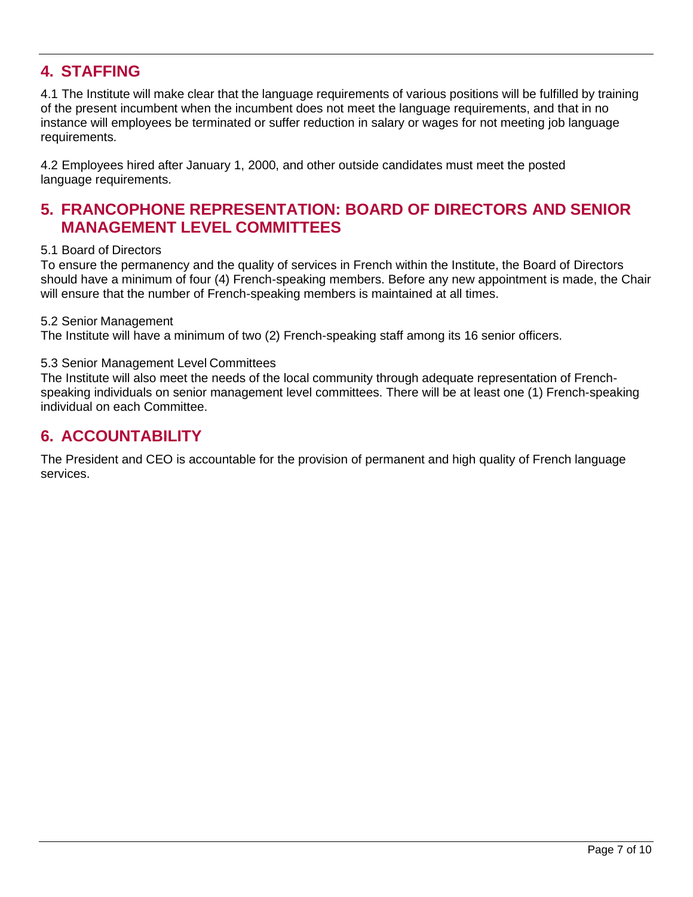## 4. STAFFING

4.1 The Institute will make clear that the language requirements of various positions will be fulfilled by training of the present incumbent when the incumbent does not meet the language requirements, and that in no instance will employees be terminated or suffer reduction in salary or wages for not meeting job language requirements.

4.2 Employees hired after January 1, 2000, and other outside candidates must meet the posted language requirements.

## 5. FRANCOPHONE REPRESENTATION: BOARD OF DIRECTORS AND SENIOR MANAGEMENT LEVEL COMMITTEES

5.1 Board of Directors
To ensure the permanency and the quality of services in French within the Institute, the Board of Directors should have a minimum of four (4) French-speaking members. Before any new appointment is made, the Chair will ensure that the number of French-speaking members is maintained at all times.

5.2 Senior Management
The Institute will have a minimum of two (2) French-speaking staff among its 16 senior officers.

5.3 Senior Management Level Committees
The Institute will also meet the needs of the local community through adequate representation of French-speaking individuals on senior management level committees. There will be at least one (1) French-speaking individual on each Committee.

## 6. ACCOUNTABILITY

The President and CEO is accountable for the provision of permanent and high quality of French language services.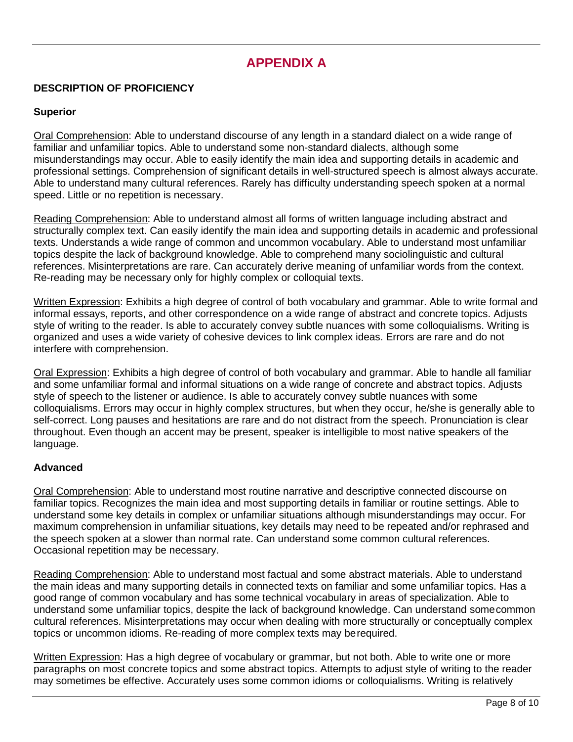# APPENDIX A

## DESCRIPTION OF PROFICIENCY

### Superior

Oral Comprehension: Able to understand discourse of any length in a standard dialect on a wide range of familiar and unfamiliar topics. Able to understand some non-standard dialects, although some misunderstandings may occur. Able to easily identify the main idea and supporting details in academic and professional settings. Comprehension of significant details in well-structured speech is almost always accurate. Able to understand many cultural references. Rarely has difficulty understanding speech spoken at a normal speed. Little or no repetition is necessary.

Reading Comprehension: Able to understand almost all forms of written language including abstract and structurally complex text. Can easily identify the main idea and supporting details in academic and professional texts. Understands a wide range of common and uncommon vocabulary. Able to understand most unfamiliar topics despite the lack of background knowledge. Able to comprehend many sociolinguistic and cultural references. Misinterpretations are rare. Can accurately derive meaning of unfamiliar words from the context. Re-reading may be necessary only for highly complex or colloquial texts.

Written Expression: Exhibits a high degree of control of both vocabulary and grammar. Able to write formal and informal essays, reports, and other correspondence on a wide range of abstract and concrete topics. Adjusts style of writing to the reader. Is able to accurately convey subtle nuances with some colloquialisms. Writing is organized and uses a wide variety of cohesive devices to link complex ideas. Errors are rare and do not interfere with comprehension.

Oral Expression: Exhibits a high degree of control of both vocabulary and grammar. Able to handle all familiar and some unfamiliar formal and informal situations on a wide range of concrete and abstract topics. Adjusts style of speech to the listener or audience. Is able to accurately convey subtle nuances with some colloquialisms. Errors may occur in highly complex structures, but when they occur, he/she is generally able to self-correct. Long pauses and hesitations are rare and do not distract from the speech. Pronunciation is clear throughout. Even though an accent may be present, speaker is intelligible to most native speakers of the language.

### Advanced

Oral Comprehension: Able to understand most routine narrative and descriptive connected discourse on familiar topics. Recognizes the main idea and most supporting details in familiar or routine settings. Able to understand some key details in complex or unfamiliar situations although misunderstandings may occur. For maximum comprehension in unfamiliar situations, key details may need to be repeated and/or rephrased and the speech spoken at a slower than normal rate. Can understand some common cultural references. Occasional repetition may be necessary.

Reading Comprehension: Able to understand most factual and some abstract materials. Able to understand the main ideas and many supporting details in connected texts on familiar and some unfamiliar topics. Has a good range of common vocabulary and has some technical vocabulary in areas of specialization. Able to understand some unfamiliar topics, despite the lack of background knowledge. Can understand some common cultural references. Misinterpretations may occur when dealing with more structurally or conceptually complex topics or uncommon idioms. Re-reading of more complex texts may be required.

Written Expression: Has a high degree of vocabulary or grammar, but not both. Able to write one or more paragraphs on most concrete topics and some abstract topics. Attempts to adjust style of writing to the reader may sometimes be effective. Accurately uses some common idioms or colloquialisms. Writing is relatively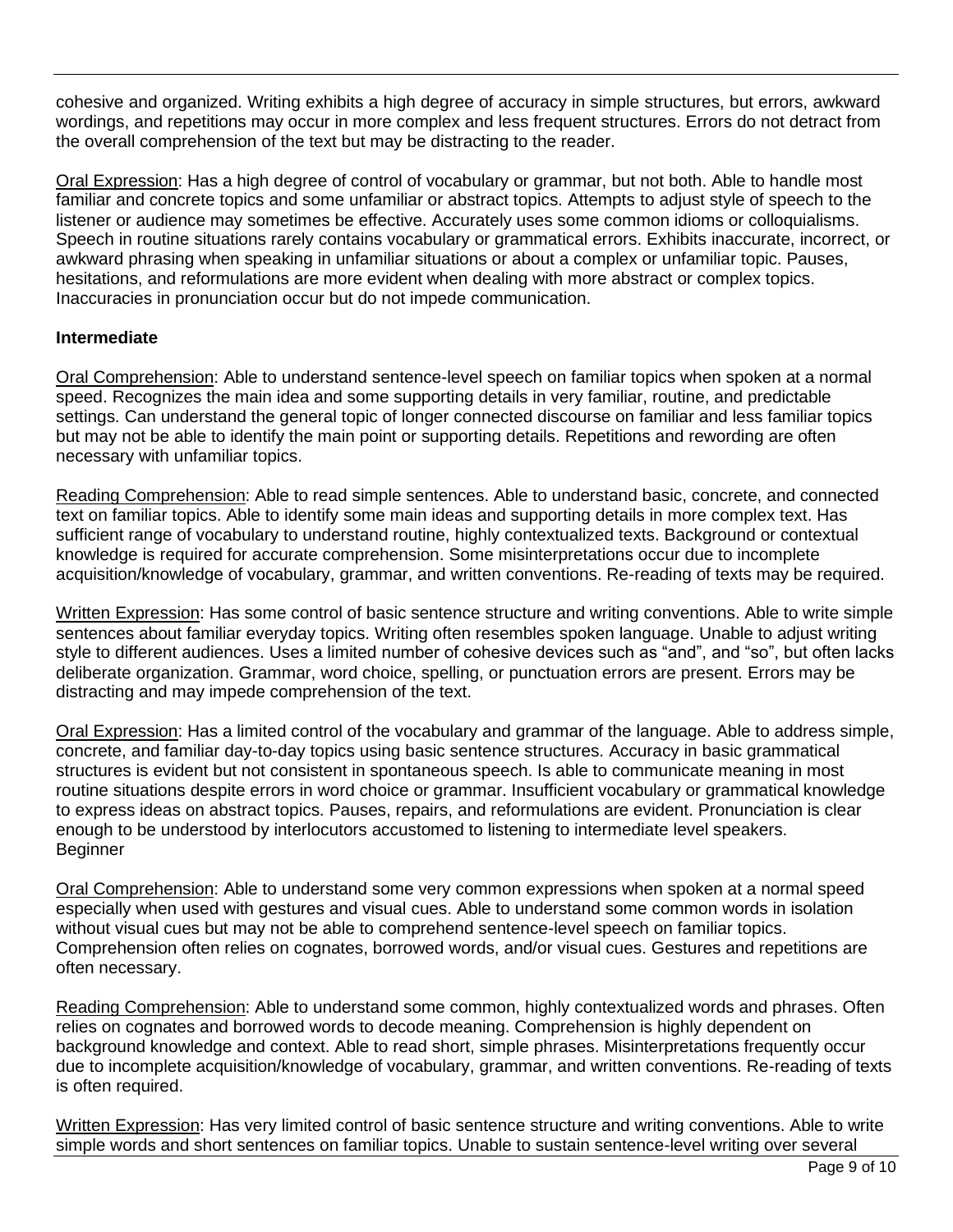cohesive and organized. Writing exhibits a high degree of accuracy in simple structures, but errors, awkward wordings, and repetitions may occur in more complex and less frequent structures. Errors do not detract from the overall comprehension of the text but may be distracting to the reader.

Oral Expression: Has a high degree of control of vocabulary or grammar, but not both. Able to handle most familiar and concrete topics and some unfamiliar or abstract topics. Attempts to adjust style of speech to the listener or audience may sometimes be effective. Accurately uses some common idioms or colloquialisms. Speech in routine situations rarely contains vocabulary or grammatical errors. Exhibits inaccurate, incorrect, or awkward phrasing when speaking in unfamiliar situations or about a complex or unfamiliar topic. Pauses, hesitations, and reformulations are more evident when dealing with more abstract or complex topics. Inaccuracies in pronunciation occur but do not impede communication.

**Intermediate**

Oral Comprehension: Able to understand sentence-level speech on familiar topics when spoken at a normal speed. Recognizes the main idea and some supporting details in very familiar, routine, and predictable settings. Can understand the general topic of longer connected discourse on familiar and less familiar topics but may not be able to identify the main point or supporting details. Repetitions and rewording are often necessary with unfamiliar topics.

Reading Comprehension: Able to read simple sentences. Able to understand basic, concrete, and connected text on familiar topics. Able to identify some main ideas and supporting details in more complex text. Has sufficient range of vocabulary to understand routine, highly contextualized texts. Background or contextual knowledge is required for accurate comprehension. Some misinterpretations occur due to incomplete acquisition/knowledge of vocabulary, grammar, and written conventions. Re-reading of texts may be required.

Written Expression: Has some control of basic sentence structure and writing conventions. Able to write simple sentences about familiar everyday topics. Writing often resembles spoken language. Unable to adjust writing style to different audiences. Uses a limited number of cohesive devices such as "and", and "so", but often lacks deliberate organization. Grammar, word choice, spelling, or punctuation errors are present. Errors may be distracting and may impede comprehension of the text.

Oral Expression: Has a limited control of the vocabulary and grammar of the language. Able to address simple, concrete, and familiar day-to-day topics using basic sentence structures. Accuracy in basic grammatical structures is evident but not consistent in spontaneous speech. Is able to communicate meaning in most routine situations despite errors in word choice or grammar. Insufficient vocabulary or grammatical knowledge to express ideas on abstract topics. Pauses, repairs, and reformulations are evident. Pronunciation is clear enough to be understood by interlocutors accustomed to listening to intermediate level speakers.

Beginner

Oral Comprehension: Able to understand some very common expressions when spoken at a normal speed especially when used with gestures and visual cues. Able to understand some common words in isolation without visual cues but may not be able to comprehend sentence-level speech on familiar topics. Comprehension often relies on cognates, borrowed words, and/or visual cues. Gestures and repetitions are often necessary.

Reading Comprehension: Able to understand some common, highly contextualized words and phrases. Often relies on cognates and borrowed words to decode meaning. Comprehension is highly dependent on background knowledge and context. Able to read short, simple phrases. Misinterpretations frequently occur due to incomplete acquisition/knowledge of vocabulary, grammar, and written conventions. Re-reading of texts is often required.

Written Expression: Has very limited control of basic sentence structure and writing conventions. Able to write simple words and short sentences on familiar topics. Unable to sustain sentence-level writing over several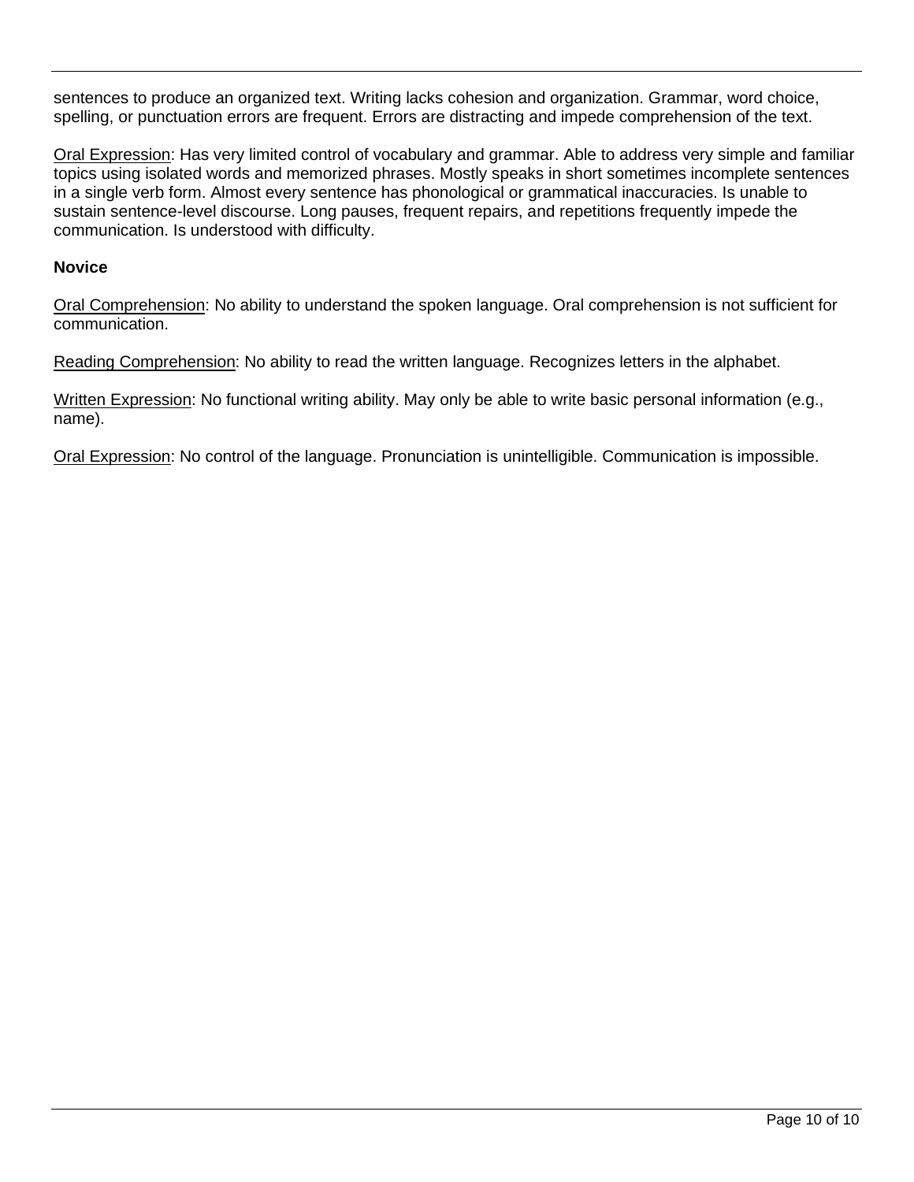sentences to produce an organized text. Writing lacks cohesion and organization. Grammar, word choice, spelling, or punctuation errors are frequent. Errors are distracting and impede comprehension of the text.

<u>Oral Expression</u>: Has very limited control of vocabulary and grammar. Able to address very simple and familiar topics using isolated words and memorized phrases. Mostly speaks in short sometimes incomplete sentences in a single verb form. Almost every sentence has phonological or grammatical inaccuracies. Is unable to sustain sentence-level discourse. Long pauses, frequent repairs, and repetitions frequently impede the communication. Is understood with difficulty.

**Novice**

<u>Oral Comprehension</u>: No ability to understand the spoken language. Oral comprehension is not sufficient for communication.

<u>Reading Comprehension</u>: No ability to read the written language. Recognizes letters in the alphabet.

<u>Written Expression</u>: No functional writing ability. May only be able to write basic personal information (e.g., name).

<u>Oral Expression</u>: No control of the language. Pronunciation is unintelligible. Communication is impossible.